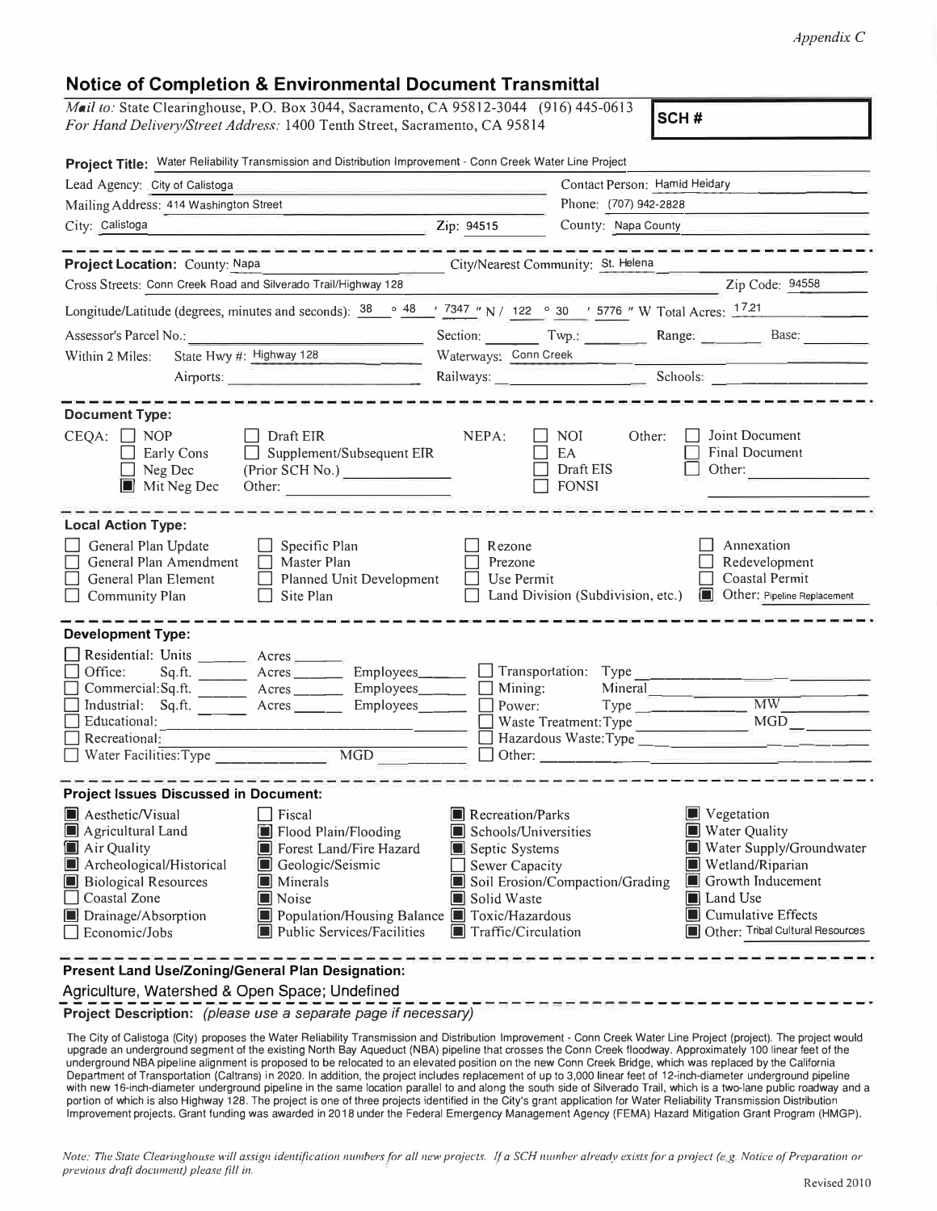*Appendix C*

## Notice of Completion & Environmental Document Transmittal

*Mail to:* State Clearinghouse, P.O. Box 3044, Sacramento, CA 95812-3044 (916) 445-0613
*For Hand Delivery/Street Address:* 1400 Tenth Street, Sacramento, CA 95814

**SCH #**

**Project Title:** Water Reliability Transmission and Distribution Improvement - Conn Creek Water Line Project

Lead Agency: City of Calistoga
Contact Person: Hamid Heidary
Mailing Address: 414 Washington Street
Phone: (707) 942-2828
City: Calistoga
Zip: 94515
County: Napa County

---

**Project Location:** County: Napa
City/Nearest Community: St. Helena
Cross Streets: Conn Creek Road and Silverado Trail/Highway 128
Zip Code: 94558
Longitude/Latitude (degrees, minutes and seconds): 38 ° 48 ' 7347 " N / 122 ° 30 ' 5776 " W Total Acres: 17.21
Assessor's Parcel No.:
Section: Twp.: Range: Base:
Within 2 Miles: State Hwy #: Highway 128
Waterways: Conn Creek
Airports:
Railways:
Schools:

---

**Document Type:**

CEQA:
- ☐ NOP
- ☐ Early Cons
- ☐ Neg Dec
- ■ Mit Neg Dec
- ☐ Draft EIR
- ☐ Supplement/Subsequent EIR (Prior SCH No.)
- Other:

NEPA:
- ☐ NOI
- ☐ EA
- ☐ Draft EIS
- ☐ FONSI

Other:
- ☐ Joint Document
- ☐ Final Document
- ☐ Other:

---

**Local Action Type:**

- ☐ General Plan Update
- ☐ General Plan Amendment
- ☐ General Plan Element
- ☐ Community Plan
- ☐ Specific Plan
- ☐ Master Plan
- ☐ Planned Unit Development
- ☐ Site Plan
- ☐ Rezone
- ☐ Prezone
- ☐ Use Permit
- ☐ Land Division (Subdivision, etc.)
- ☐ Annexation
- ☐ Redevelopment
- ☐ Coastal Permit
- ■ Other: Pipeline Replacement

---

**Development Type:**

- ☐ Residential: Units ____ Acres ____
- ☐ Office: Sq.ft. ____ Acres ____ Employees ____
- ☐ Commercial: Sq.ft. ____ Acres ____ Employees ____
- ☐ Industrial: Sq.ft. ____ Acres ____ Employees ____
- ☐ Educational:
- ☐ Recreational:
- ☐ Water Facilities: Type ____ MGD ____
- ☐ Transportation: Type
- ☐ Mining: Mineral
- ☐ Power: Type ____ MW
- ☐ Waste Treatment: Type ____ MGD
- ☐ Hazardous Waste: Type
- ☐ Other:

---

**Project Issues Discussed in Document:**

- ■ Aesthetic/Visual
- ■ Agricultural Land
- ■ Air Quality
- ■ Archeological/Historical
- ■ Biological Resources
- ☐ Coastal Zone
- ■ Drainage/Absorption
- ☐ Economic/Jobs
- ☐ Fiscal
- ■ Flood Plain/Flooding
- ■ Forest Land/Fire Hazard
- ■ Geologic/Seismic
- ■ Minerals
- ■ Noise
- ■ Population/Housing Balance
- ■ Public Services/Facilities
- ■ Recreation/Parks
- ■ Schools/Universities
- ■ Septic Systems
- ☐ Sewer Capacity
- ■ Soil Erosion/Compaction/Grading
- ■ Solid Waste
- ■ Toxic/Hazardous
- ■ Traffic/Circulation
- ■ Vegetation
- ■ Water Quality
- ■ Water Supply/Groundwater
- ■ Wetland/Riparian
- ■ Growth Inducement
- ■ Land Use
- ■ Cumulative Effects
- ■ Other: Tribal Cultural Resources

---

**Present Land Use/Zoning/General Plan Designation:**

Agriculture, Watershed & Open Space; Undefined

**Project Description:** *(please use a separate page if necessary)*

The City of Calistoga (City) proposes the Water Reliability Transmission and Distribution Improvement - Conn Creek Water Line Project (project). The project would upgrade an underground segment of the existing North Bay Aqueduct (NBA) pipeline that crosses the Conn Creek floodway. Approximately 100 linear feet of the underground NBA pipeline alignment is proposed to be relocated to an elevated position on the new Conn Creek Bridge, which was replaced by the California Department of Transportation (Caltrans) in 2020. In addition, the project includes replacement of up to 3,000 linear feet of 12-inch-diameter underground pipeline with new 16-inch-diameter underground pipeline in the same location parallel to and along the south side of Silverado Trail, which is a two-lane public roadway and a portion of which is also Highway 128. The project is one of three projects identified in the City's grant application for Water Reliability Transmission Distribution Improvement projects. Grant funding was awarded in 2018 under the Federal Emergency Management Agency (FEMA) Hazard Mitigation Grant Program (HMGP).

*Note: The State Clearinghouse will assign identification numbers for all new projects. If a SCH number already exists for a project (e.g. Notice of Preparation or previous draft document) please fill in.*

Revised 2010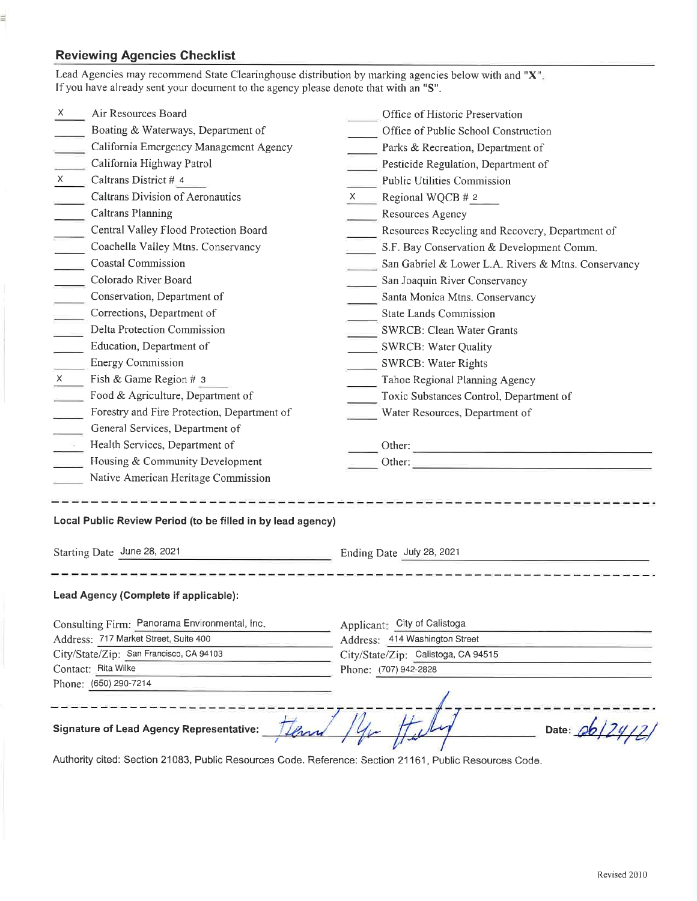## Reviewing Agencies Checklist

Lead Agencies may recommend State Clearinghouse distribution by marking agencies below with and "X". If you have already sent your document to the agency please denote that with an "S".

| | | | |
|---|---|---|---|
| X | Air Resources Board | | Office of Historic Preservation |
| | Boating & Waterways, Department of | | Office of Public School Construction |
| | California Emergency Management Agency | | Parks & Recreation, Department of |
| | California Highway Patrol | | Pesticide Regulation, Department of |
| X | Caltrans District # 4 | | Public Utilities Commission |
| | Caltrans Division of Aeronautics | X | Regional WQCB # 2 |
| | Caltrans Planning | | Resources Agency |
| | Central Valley Flood Protection Board | | Resources Recycling and Recovery, Department of |
| | Coachella Valley Mtns. Conservancy | | S.F. Bay Conservation & Development Comm. |
| | Coastal Commission | | San Gabriel & Lower L.A. Rivers & Mtns. Conservancy |
| | Colorado River Board | | San Joaquin River Conservancy |
| | Conservation, Department of | | Santa Monica Mtns. Conservancy |
| | Corrections, Department of | | State Lands Commission |
| | Delta Protection Commission | | SWRCB: Clean Water Grants |
| | Education, Department of | | SWRCB: Water Quality |
| | Energy Commission | | SWRCB: Water Rights |
| X | Fish & Game Region # 3 | | Tahoe Regional Planning Agency |
| | Food & Agriculture, Department of | | Toxic Substances Control, Department of |
| | Forestry and Fire Protection, Department of | | Water Resources, Department of |
| | General Services, Department of | | |
| | Health Services, Department of | | Other: |
| | Housing & Community Development | | Other: |
| | Native American Heritage Commission | | |

---

**Local Public Review Period (to be filled in by lead agency)**

Starting Date June 28, 2021 Ending Date July 28, 2021

---

**Lead Agency (Complete if applicable):**

Consulting Firm: Panorama Environmental, Inc.
Address: 717 Market Street, Suite 400
City/State/Zip: San Francisco, CA 94103
Contact: Rita Wilke
Phone: (650) 290-7214

Applicant: City of Calistoga
Address: 414 Washington Street
City/State/Zip: Calistoga, CA 94515
Phone: (707) 942-2828

---

**Signature of Lead Agency Representative:** [signature] **Date:** 06/24/21

Authority cited: Section 21083, Public Resources Code. Reference: Section 21161, Public Resources Code.

Revised 2010